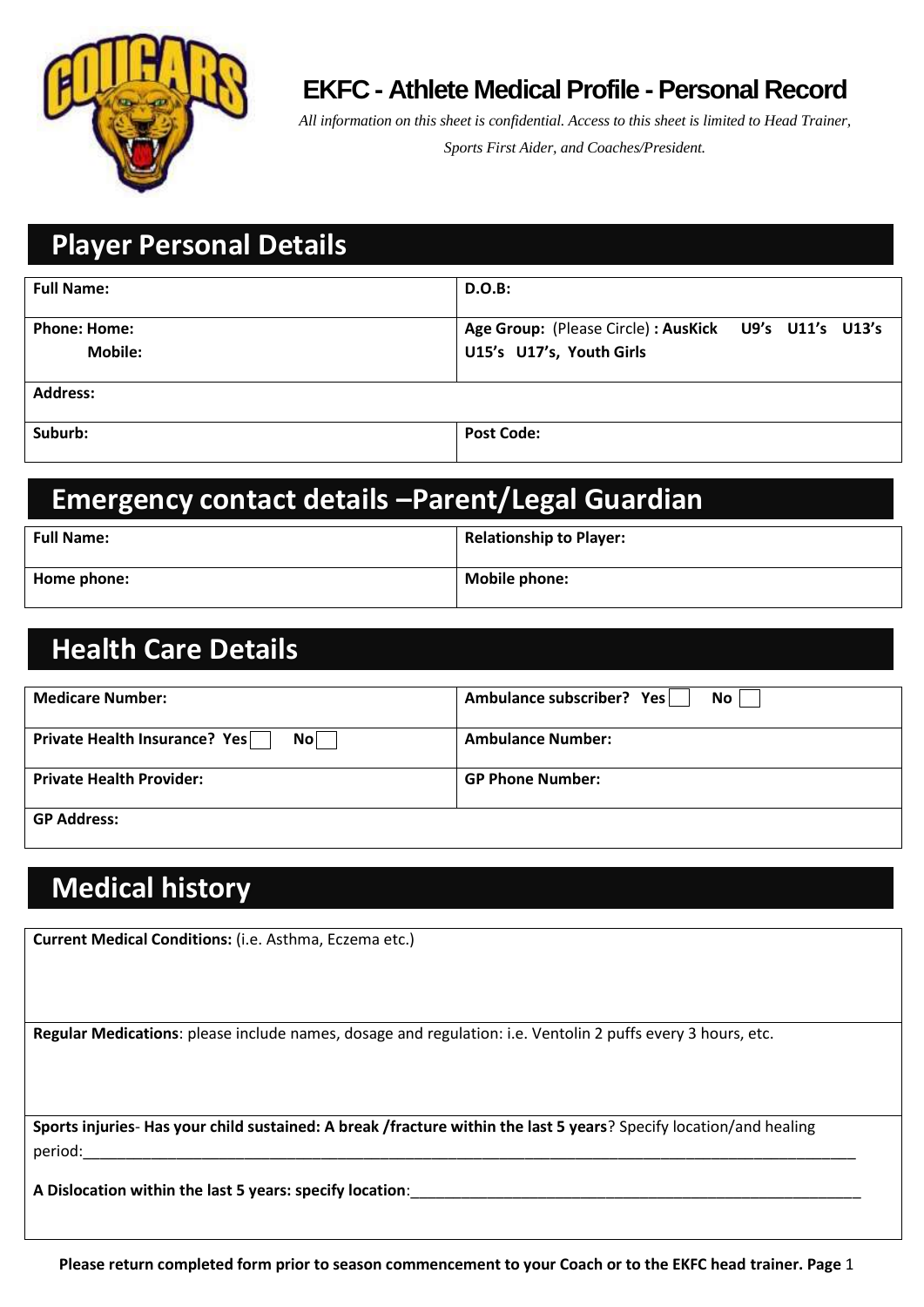# EKFC - Athlete Medical Profile - Personal Record

*All information on this sheet is confidential. Access to this sheet is limited to Head Trainer, Sports First Aider, and Coaches/President.*

## Player Personal Details

| | |
|---|---|
| **Full Name:** | **D.O.B:** |
| **Phone: Home:**<br>**Mobile:** | **Age Group:** (Please Circle) **: AusKick U9's U11's U13's U15's U17's, Youth Girls** |
| **Address:** | |
| **Suburb:** | **Post Code:** |

## Emergency contact details –Parent/Legal Guardian

| | |
|---|---|
| **Full Name:** | **Relationship to Player:** |
| **Home phone:** | **Mobile phone:** |

## Health Care Details

| | |
|---|---|
| **Medicare Number:** | **Ambulance subscriber? Yes** ☐ **No** ☐ |
| **Private Health Insurance? Yes** ☐ **No** ☐ | **Ambulance Number:** |
| **Private Health Provider:** | **GP Phone Number:** |
| **GP Address:** | |

## Medical history

**Current Medical Conditions:** (i.e. Asthma, Eczema etc.)

**Regular Medications**: please include names, dosage and regulation: i.e. Ventolin 2 puffs every 3 hours, etc.

**Sports injuries**- **Has your child sustained: A break /fracture within the last 5 years**? Specify location/and healing period:____________________________________________________________________________________________

**A Dislocation within the last 5 years: specify location**:_______________________________________________________

**Please return completed form prior to season commencement to your Coach or to the EKFC head trainer.**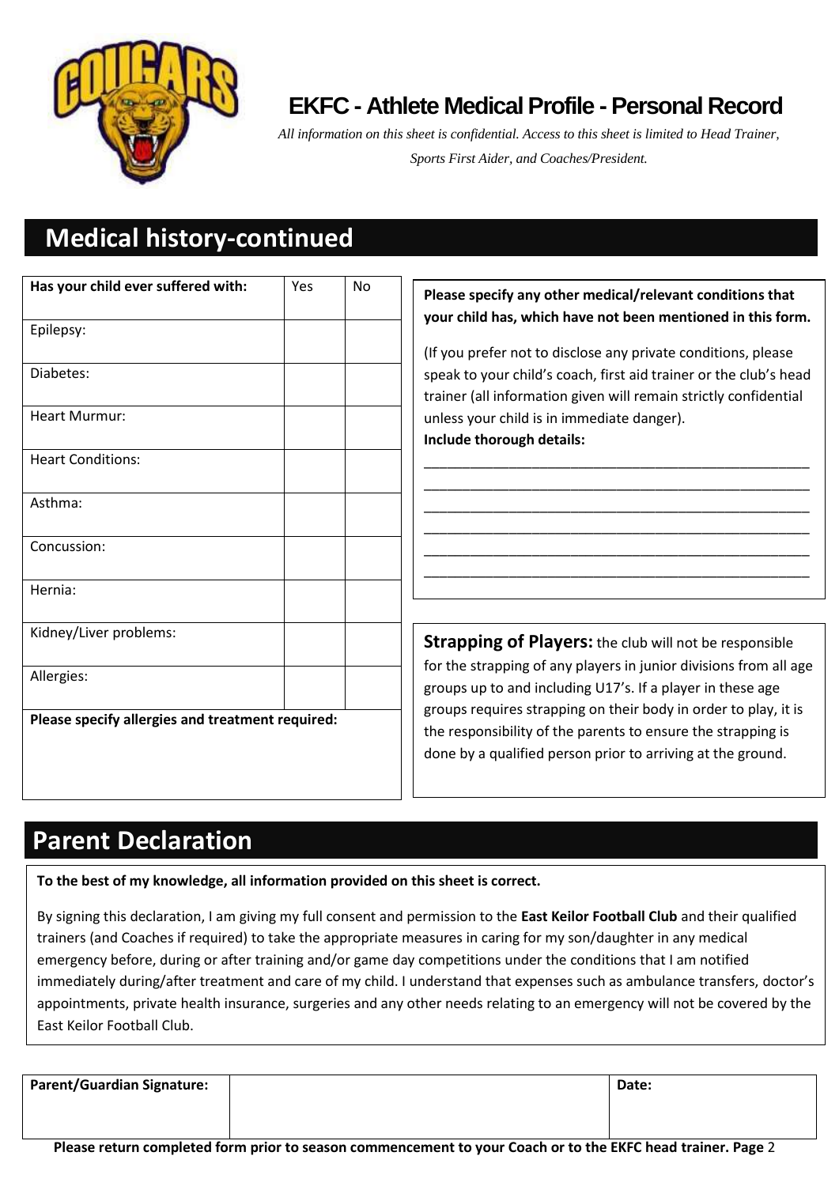# EKFC - Athlete Medical Profile - Personal Record

*All information on this sheet is confidential. Access to this sheet is limited to Head Trainer, Sports First Aider, and Coaches/President.*

## Medical history-continued

| Has your child ever suffered with: | Yes | No |
|---|---|---|
| Epilepsy: | | |
| Diabetes: | | |
| Heart Murmur: | | |
| Heart Conditions: | | |
| Asthma: | | |
| Concussion: | | |
| Hernia: | | |
| Kidney/Liver problems: | | |
| Allergies: | | |

**Please specify allergies and treatment required:**

**Please specify any other medical/relevant conditions that your child has, which have not been mentioned in this form.**

(If you prefer not to disclose any private conditions, please speak to your child's coach, first aid trainer or the club's head trainer (all information given will remain strictly confidential unless your child is in immediate danger).

**Include thorough details:**

\_\_\_\_\_\_\_\_\_\_\_\_\_\_\_\_\_\_\_\_\_\_\_\_\_\_\_\_\_\_\_\_\_\_\_\_\_\_\_\_\_\_\_\_\_\_\_\_

\_\_\_\_\_\_\_\_\_\_\_\_\_\_\_\_\_\_\_\_\_\_\_\_\_\_\_\_\_\_\_\_\_\_\_\_\_\_\_\_\_\_\_\_\_\_\_\_

\_\_\_\_\_\_\_\_\_\_\_\_\_\_\_\_\_\_\_\_\_\_\_\_\_\_\_\_\_\_\_\_\_\_\_\_\_\_\_\_\_\_\_\_\_\_\_\_

\_\_\_\_\_\_\_\_\_\_\_\_\_\_\_\_\_\_\_\_\_\_\_\_\_\_\_\_\_\_\_\_\_\_\_\_\_\_\_\_\_\_\_\_\_\_\_\_

\_\_\_\_\_\_\_\_\_\_\_\_\_\_\_\_\_\_\_\_\_\_\_\_\_\_\_\_\_\_\_\_\_\_\_\_\_\_\_\_\_\_\_\_\_\_\_\_

\_\_\_\_\_\_\_\_\_\_\_\_\_\_\_\_\_\_\_\_\_\_\_\_\_\_\_\_\_\_\_\_\_\_\_\_\_\_\_\_\_\_\_\_\_\_\_\_

**Strapping of Players:** the club will not be responsible for the strapping of any players in junior divisions from all age groups up to and including U17's. If a player in these age groups requires strapping on their body in order to play, it is the responsibility of the parents to ensure the strapping is done by a qualified person prior to arriving at the ground.

## Parent Declaration

**To the best of my knowledge, all information provided on this sheet is correct.**

By signing this declaration, I am giving my full consent and permission to the **East Keilor Football Club** and their qualified trainers (and Coaches if required) to take the appropriate measures in caring for my son/daughter in any medical emergency before, during or after training and/or game day competitions under the conditions that I am notified immediately during/after treatment and care of my child. I understand that expenses such as ambulance transfers, doctor's appointments, private health insurance, surgeries and any other needs relating to an emergency will not be covered by the East Keilor Football Club.

| Parent/Guardian Signature: | | Date: |
|---|---|---|

**Please return completed form prior to season commencement to your Coach or to the EKFC head trainer.**